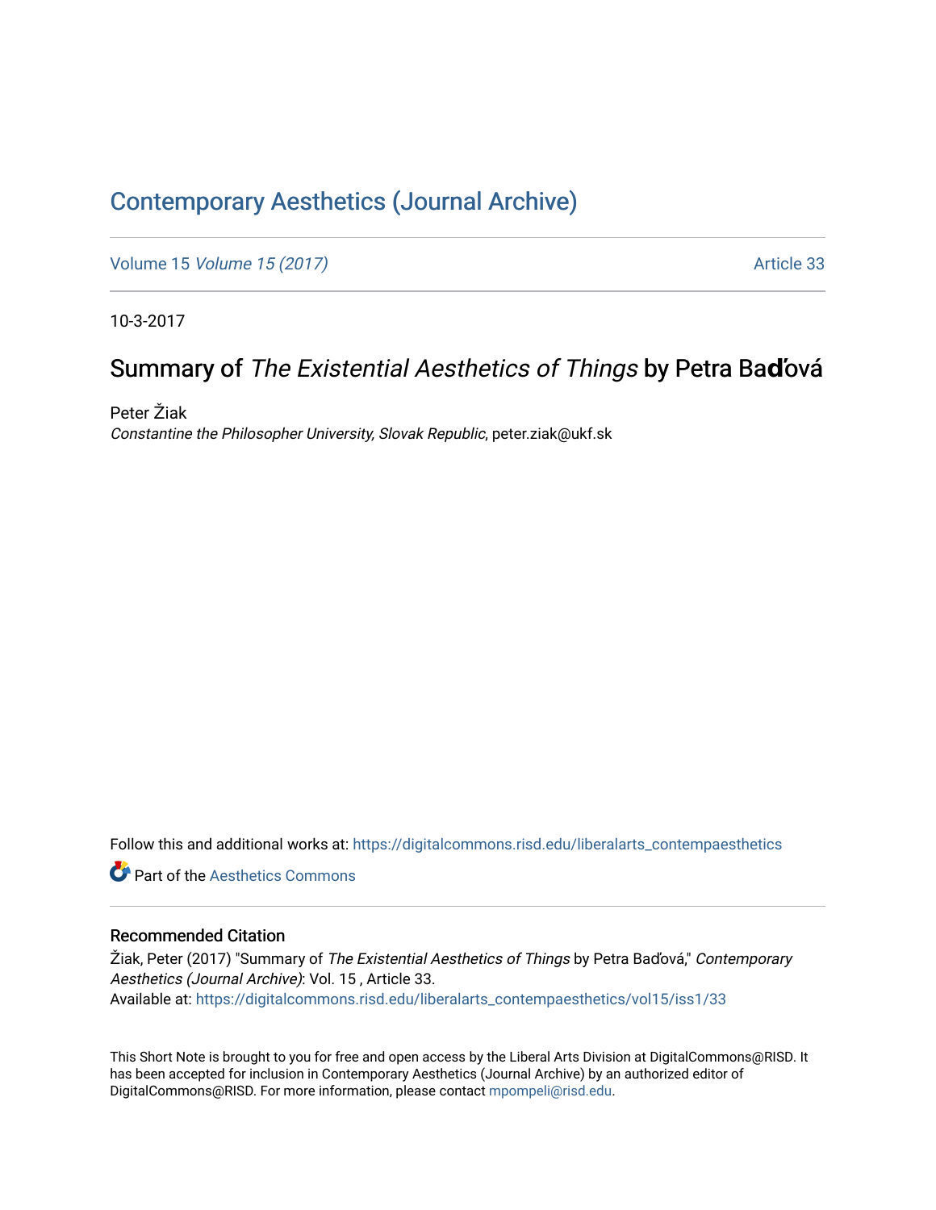# Contemporary Aesthetics (Journal Archive)

Volume 15 *Volume 15 (2017)* Article 33

10-3-2017

## Summary of *The Existential Aesthetics of Things* by Petra Baďová

Peter Žiak
*Constantine the Philosopher University, Slovak Republic*, peter.ziak@ukf.sk

Follow this and additional works at: https://digitalcommons.risd.edu/liberalarts_contempaesthetics

Part of the Aesthetics Commons

### Recommended Citation

Žiak, Peter (2017) "Summary of *The Existential Aesthetics of Things* by Petra Baďová," *Contemporary Aesthetics (Journal Archive)*: Vol. 15 , Article 33.
Available at: https://digitalcommons.risd.edu/liberalarts_contempaesthetics/vol15/iss1/33

This Short Note is brought to you for free and open access by the Liberal Arts Division at DigitalCommons@RISD. It has been accepted for inclusion in Contemporary Aesthetics (Journal Archive) by an authorized editor of DigitalCommons@RISD. For more information, please contact mpompeli@risd.edu.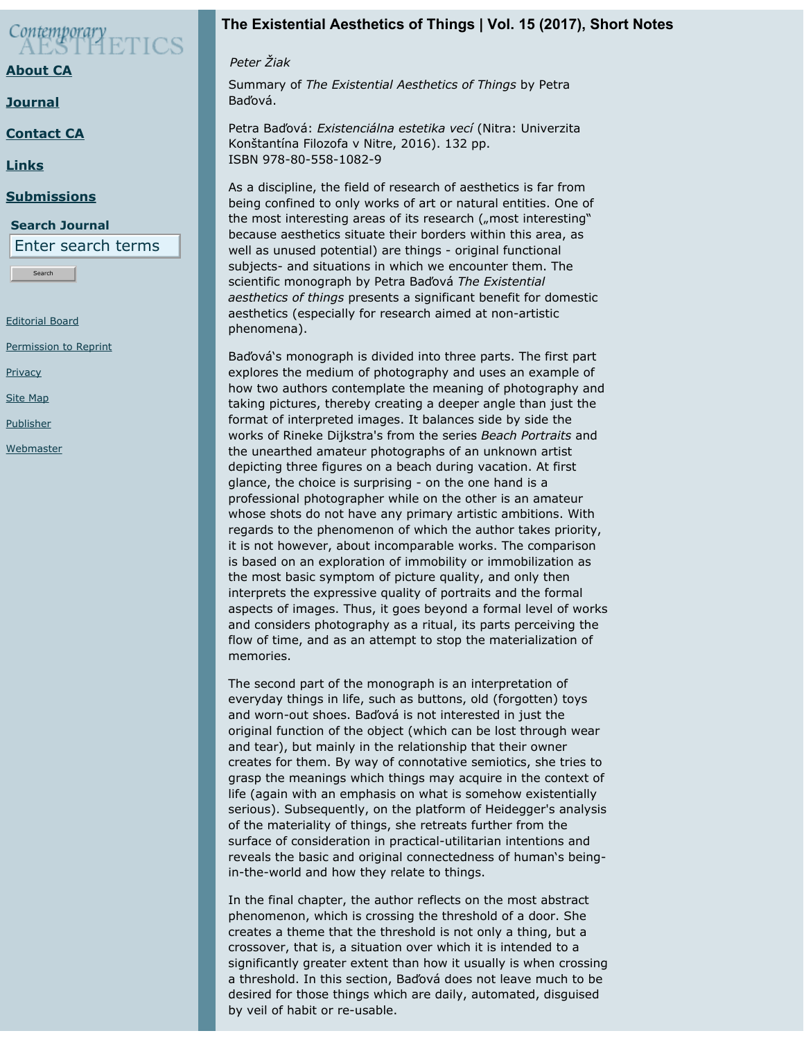# The Existential Aesthetics of Things | Vol. 15 (2017), Short Notes

*Peter Žiak*

Summary of *The Existential Aesthetics of Things* by Petra Baďová.

Petra Baďová: *Existenciálna estetika vecí* (Nitra: Univerzita Konštantína Filozofa v Nitre, 2016). 132 pp.
ISBN 978-80-558-1082-9

As a discipline, the field of research of aesthetics is far from being confined to only works of art or natural entities. One of the most interesting areas of its research („most interesting" because aesthetics situate their borders within this area, as well as unused potential) are things - original functional subjects- and situations in which we encounter them. The scientific monograph by Petra Baďová *The Existential aesthetics of things* presents a significant benefit for domestic aesthetics (especially for research aimed at non-artistic phenomena).

Baďová's monograph is divided into three parts. The first part explores the medium of photography and uses an example of how two authors contemplate the meaning of photography and taking pictures, thereby creating a deeper angle than just the format of interpreted images. It balances side by side the works of Rineke Dijkstra's from the series *Beach Portraits* and the unearthed amateur photographs of an unknown artist depicting three figures on a beach during vacation. At first glance, the choice is surprising - on the one hand is a professional photographer while on the other is an amateur whose shots do not have any primary artistic ambitions. With regards to the phenomenon of which the author takes priority, it is not however, about incomparable works. The comparison is based on an exploration of immobility or immobilization as the most basic symptom of picture quality, and only then interprets the expressive quality of portraits and the formal aspects of images. Thus, it goes beyond a formal level of works and considers photography as a ritual, its parts perceiving the flow of time, and as an attempt to stop the materialization of memories.

The second part of the monograph is an interpretation of everyday things in life, such as buttons, old (forgotten) toys and worn-out shoes. Baďová is not interested in just the original function of the object (which can be lost through wear and tear), but mainly in the relationship that their owner creates for them. By way of connotative semiotics, she tries to grasp the meanings which things may acquire in the context of life (again with an emphasis on what is somehow existentially serious). Subsequently, on the platform of Heidegger's analysis of the materiality of things, she retreats further from the surface of consideration in practical-utilitarian intentions and reveals the basic and original connectedness of human's being-in-the-world and how they relate to things.

In the final chapter, the author reflects on the most abstract phenomenon, which is crossing the threshold of a door. She creates a theme that the threshold is not only a thing, but a crossover, that is, a situation over which it is intended to a significantly greater extent than how it usually is when crossing a threshold. In this section, Baďová does not leave much to be desired for those things which are daily, automated, disguised by veil of habit or re-usable.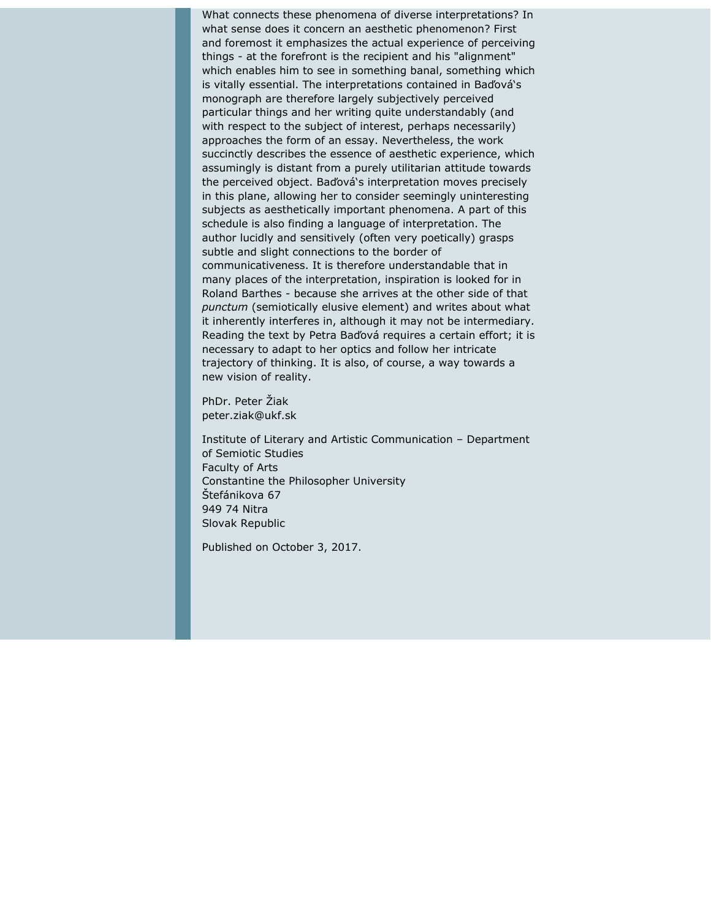What connects these phenomena of diverse interpretations? In what sense does it concern an aesthetic phenomenon? First and foremost it emphasizes the actual experience of perceiving things - at the forefront is the recipient and his "alignment" which enables him to see in something banal, something which is vitally essential. The interpretations contained in Baďová's monograph are therefore largely subjectively perceived particular things and her writing quite understandably (and with respect to the subject of interest, perhaps necessarily) approaches the form of an essay. Nevertheless, the work succinctly describes the essence of aesthetic experience, which assumingly is distant from a purely utilitarian attitude towards the perceived object. Baďová's interpretation moves precisely in this plane, allowing her to consider seemingly uninteresting subjects as aesthetically important phenomena. A part of this schedule is also finding a language of interpretation. The author lucidly and sensitively (often very poetically) grasps subtle and slight connections to the border of communicativeness. It is therefore understandable that in many places of the interpretation, inspiration is looked for in Roland Barthes - because she arrives at the other side of that *punctum* (semiotically elusive element) and writes about what it inherently interferes in, although it may not be intermediary. Reading the text by Petra Baďová requires a certain effort; it is necessary to adapt to her optics and follow her intricate trajectory of thinking. It is also, of course, a way towards a new vision of reality.

PhDr. Peter Žiak
peter.ziak@ukf.sk

Institute of Literary and Artistic Communication – Department of Semiotic Studies
Faculty of Arts
Constantine the Philosopher University
Štefánikova 67
949 74 Nitra
Slovak Republic

Published on October 3, 2017.